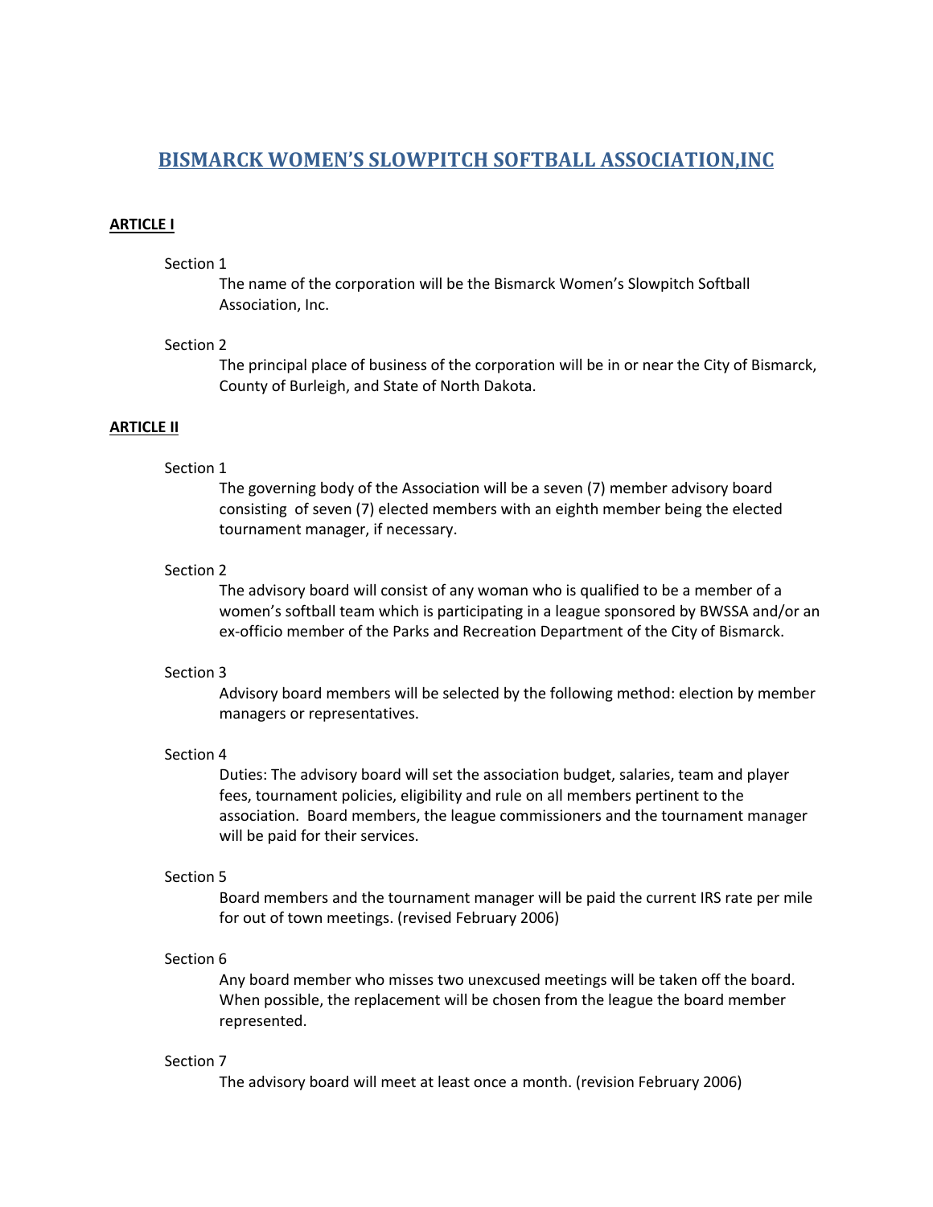# BISMARCK WOMEN'S SLOWPITCH SOFTBALL ASSOCIATION,INC

## ARTICLE I

Section 1

The name of the corporation will be the Bismarck Women's Slowpitch Softball Association, Inc.

Section 2

The principal place of business of the corporation will be in or near the City of Bismarck, County of Burleigh, and State of North Dakota.

## ARTICLE II

Section 1

The governing body of the Association will be a seven (7) member advisory board consisting of seven (7) elected members with an eighth member being the elected tournament manager, if necessary.

Section 2

The advisory board will consist of any woman who is qualified to be a member of a women's softball team which is participating in a league sponsored by BWSSA and/or an ex-officio member of the Parks and Recreation Department of the City of Bismarck.

Section 3

Advisory board members will be selected by the following method: election by member managers or representatives.

Section 4

Duties: The advisory board will set the association budget, salaries, team and player fees, tournament policies, eligibility and rule on all members pertinent to the association. Board members, the league commissioners and the tournament manager will be paid for their services.

Section 5

Board members and the tournament manager will be paid the current IRS rate per mile for out of town meetings. (revised February 2006)

Section 6

Any board member who misses two unexcused meetings will be taken off the board. When possible, the replacement will be chosen from the league the board member represented.

Section 7

The advisory board will meet at least once a month. (revision February 2006)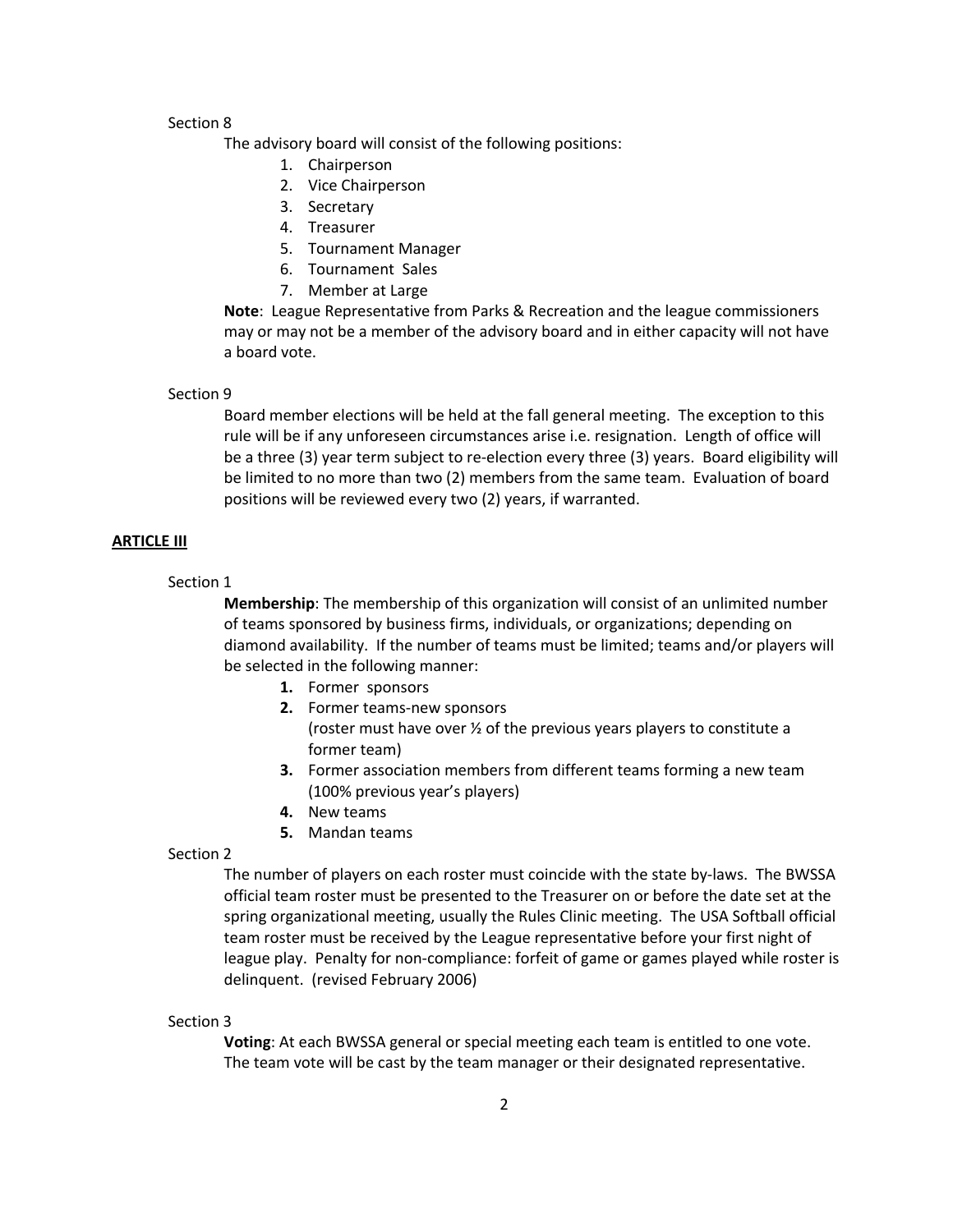Section 8

The advisory board will consist of the following positions:

1. Chairperson
2. Vice Chairperson
3. Secretary
4. Treasurer
5. Tournament Manager
6. Tournament Sales
7. Member at Large

**Note**: League Representative from Parks & Recreation and the league commissioners may or may not be a member of the advisory board and in either capacity will not have a board vote.

Section 9

Board member elections will be held at the fall general meeting. The exception to this rule will be if any unforeseen circumstances arise i.e. resignation. Length of office will be a three (3) year term subject to re-election every three (3) years. Board eligibility will be limited to no more than two (2) members from the same team. Evaluation of board positions will be reviewed every two (2) years, if warranted.

## ARTICLE III

Section 1

**Membership**: The membership of this organization will consist of an unlimited number of teams sponsored by business firms, individuals, or organizations; depending on diamond availability. If the number of teams must be limited; teams and/or players will be selected in the following manner:

1. Former sponsors
2. Former teams-new sponsors
   (roster must have over ½ of the previous years players to constitute a former team)
3. Former association members from different teams forming a new team
   (100% previous year's players)
4. New teams
5. Mandan teams

Section 2

The number of players on each roster must coincide with the state by-laws. The BWSSA official team roster must be presented to the Treasurer on or before the date set at the spring organizational meeting, usually the Rules Clinic meeting. The USA Softball official team roster must be received by the League representative before your first night of league play. Penalty for non-compliance: forfeit of game or games played while roster is delinquent. (revised February 2006)

Section 3

**Voting**: At each BWSSA general or special meeting each team is entitled to one vote. The team vote will be cast by the team manager or their designated representative.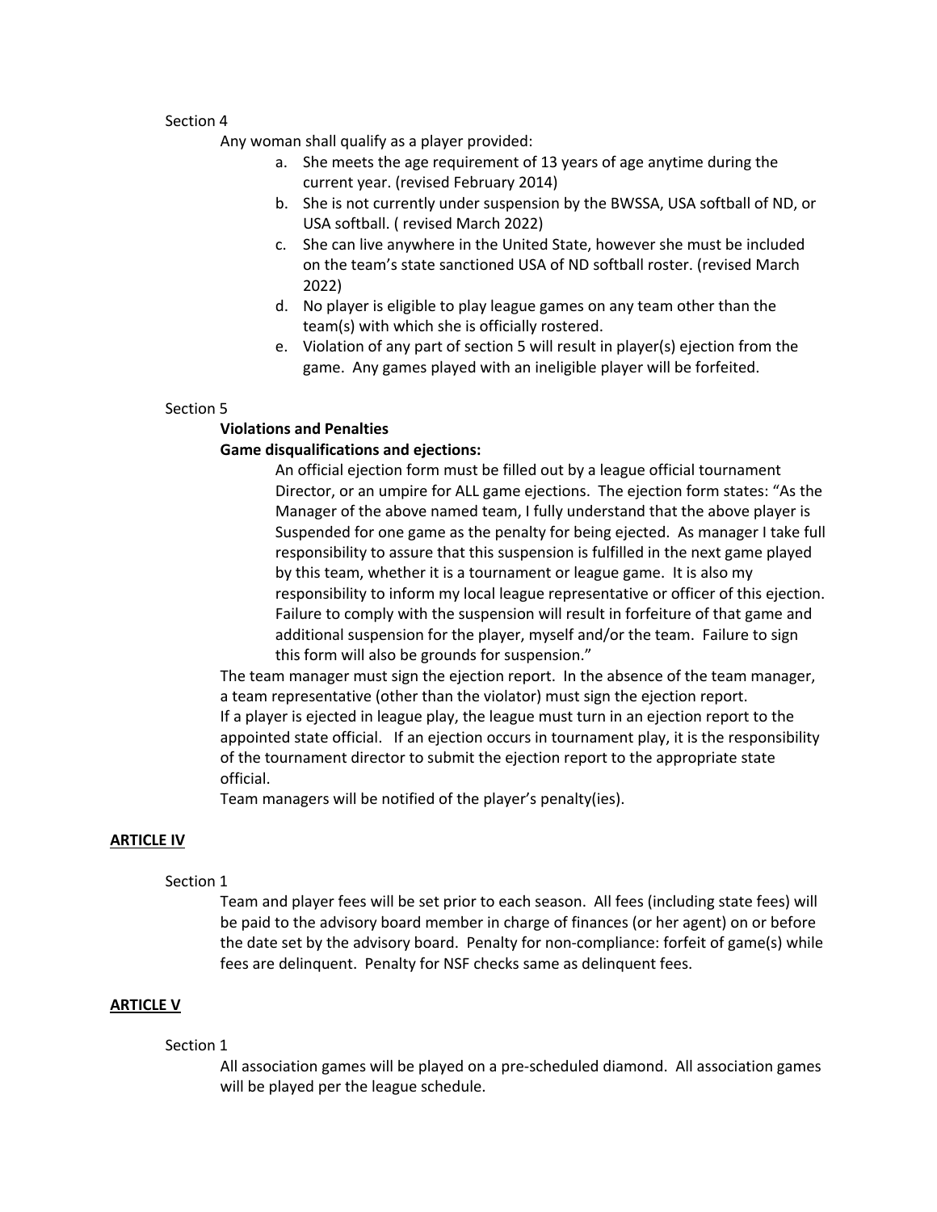Section 4

Any woman shall qualify as a player provided:

a. She meets the age requirement of 13 years of age anytime during the current year. (revised February 2014)
b. She is not currently under suspension by the BWSSA, USA softball of ND, or USA softball. ( revised March 2022)
c. She can live anywhere in the United State, however she must be included on the team's state sanctioned USA of ND softball roster. (revised March 2022)
d. No player is eligible to play league games on any team other than the team(s) with which she is officially rostered.
e. Violation of any part of section 5 will result in player(s) ejection from the game. Any games played with an ineligible player will be forfeited.

Section 5

**Violations and Penalties**

**Game disqualifications and ejections:**

An official ejection form must be filled out by a league official tournament Director, or an umpire for ALL game ejections. The ejection form states: "As the Manager of the above named team, I fully understand that the above player is Suspended for one game as the penalty for being ejected. As manager I take full responsibility to assure that this suspension is fulfilled in the next game played by this team, whether it is a tournament or league game. It is also my responsibility to inform my local league representative or officer of this ejection. Failure to comply with the suspension will result in forfeiture of that game and additional suspension for the player, myself and/or the team. Failure to sign this form will also be grounds for suspension."

The team manager must sign the ejection report. In the absence of the team manager, a team representative (other than the violator) must sign the ejection report.
If a player is ejected in league play, the league must turn in an ejection report to the appointed state official. If an ejection occurs in tournament play, it is the responsibility of the tournament director to submit the ejection report to the appropriate state official.
Team managers will be notified of the player's penalty(ies).

## ARTICLE IV

Section 1

Team and player fees will be set prior to each season. All fees (including state fees) will be paid to the advisory board member in charge of finances (or her agent) on or before the date set by the advisory board. Penalty for non-compliance: forfeit of game(s) while fees are delinquent. Penalty for NSF checks same as delinquent fees.

## ARTICLE V

Section 1

All association games will be played on a pre-scheduled diamond. All association games will be played per the league schedule.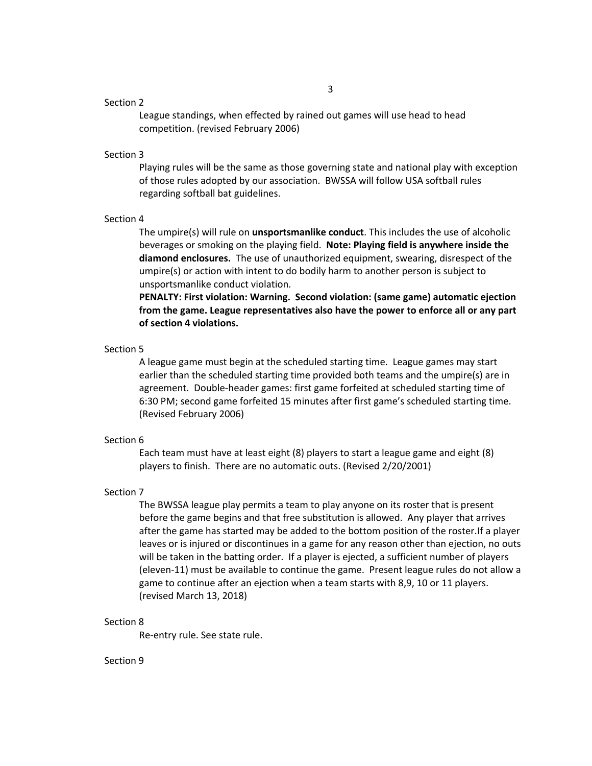Section 2

League standings, when effected by rained out games will use head to head competition. (revised February 2006)

Section 3

Playing rules will be the same as those governing state and national play with exception of those rules adopted by our association. BWSSA will follow USA softball rules regarding softball bat guidelines.

Section 4

The umpire(s) will rule on **unsportsmanlike conduct**. This includes the use of alcoholic beverages or smoking on the playing field. **Note: Playing field is anywhere inside the diamond enclosures.** The use of unauthorized equipment, swearing, disrespect of the umpire(s) or action with intent to do bodily harm to another person is subject to unsportsmanlike conduct violation.

**PENALTY: First violation: Warning. Second violation: (same game) automatic ejection from the game. League representatives also have the power to enforce all or any part of section 4 violations.**

Section 5

A league game must begin at the scheduled starting time. League games may start earlier than the scheduled starting time provided both teams and the umpire(s) are in agreement. Double-header games: first game forfeited at scheduled starting time of 6:30 PM; second game forfeited 15 minutes after first game's scheduled starting time. (Revised February 2006)

Section 6

Each team must have at least eight (8) players to start a league game and eight (8) players to finish. There are no automatic outs. (Revised 2/20/2001)

Section 7

The BWSSA league play permits a team to play anyone on its roster that is present before the game begins and that free substitution is allowed. Any player that arrives after the game has started may be added to the bottom position of the roster.If a player leaves or is injured or discontinues in a game for any reason other than ejection, no outs will be taken in the batting order. If a player is ejected, a sufficient number of players (eleven-11) must be available to continue the game. Present league rules do not allow a game to continue after an ejection when a team starts with 8,9, 10 or 11 players. (revised March 13, 2018)

Section 8

Re-entry rule. See state rule.

Section 9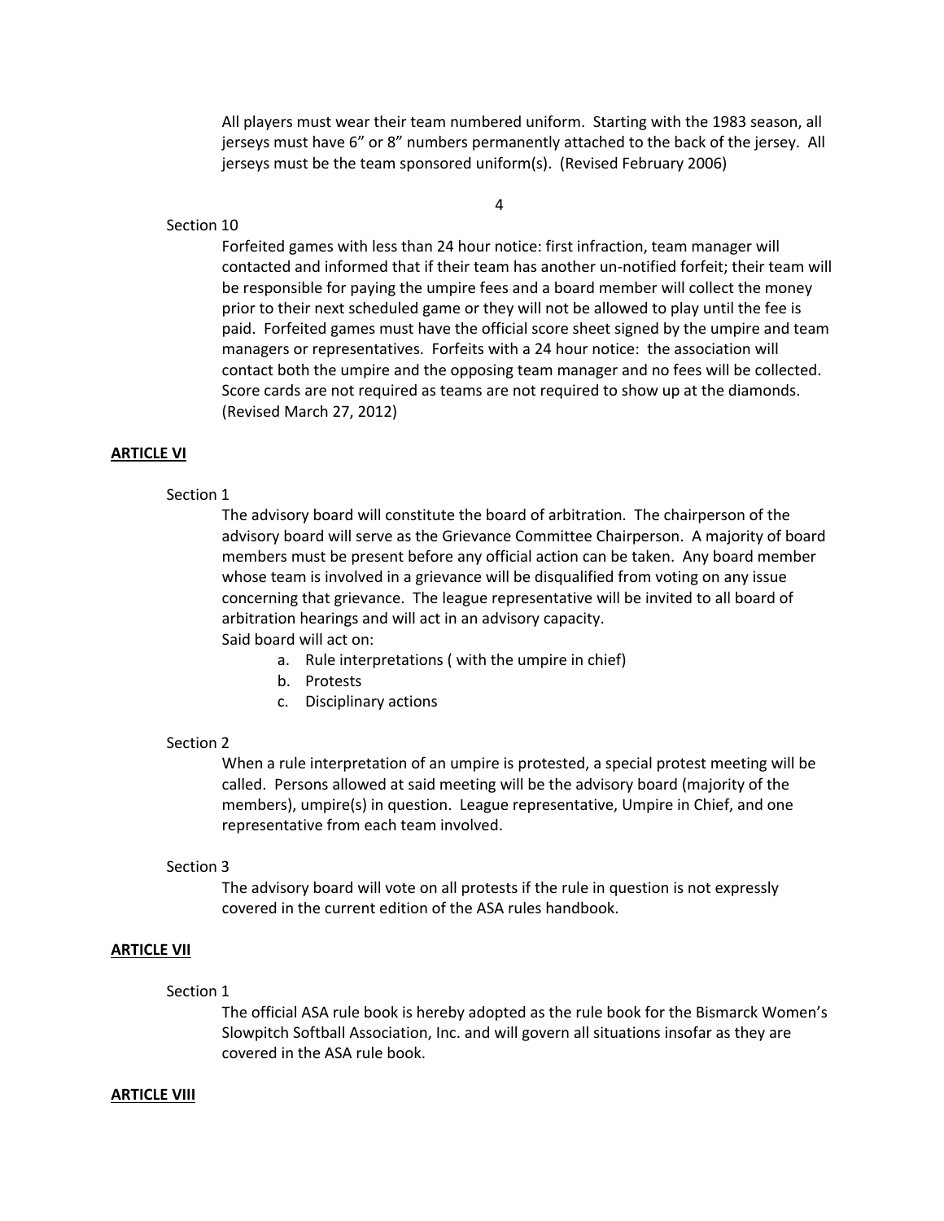All players must wear their team numbered uniform. Starting with the 1983 season, all jerseys must have 6" or 8" numbers permanently attached to the back of the jersey. All jerseys must be the team sponsored uniform(s). (Revised February 2006)

Section 10

Forfeited games with less than 24 hour notice: first infraction, team manager will contacted and informed that if their team has another un-notified forfeit; their team will be responsible for paying the umpire fees and a board member will collect the money prior to their next scheduled game or they will not be allowed to play until the fee is paid. Forfeited games must have the official score sheet signed by the umpire and team managers or representatives. Forfeits with a 24 hour notice: the association will contact both the umpire and the opposing team manager and no fees will be collected. Score cards are not required as teams are not required to show up at the diamonds. (Revised March 27, 2012)

## ARTICLE VI

Section 1

The advisory board will constitute the board of arbitration. The chairperson of the advisory board will serve as the Grievance Committee Chairperson. A majority of board members must be present before any official action can be taken. Any board member whose team is involved in a grievance will be disqualified from voting on any issue concerning that grievance. The league representative will be invited to all board of arbitration hearings and will act in an advisory capacity.

Said board will act on:

a. Rule interpretations ( with the umpire in chief)
b. Protests
c. Disciplinary actions

Section 2

When a rule interpretation of an umpire is protested, a special protest meeting will be called. Persons allowed at said meeting will be the advisory board (majority of the members), umpire(s) in question. League representative, Umpire in Chief, and one representative from each team involved.

Section 3

The advisory board will vote on all protests if the rule in question is not expressly covered in the current edition of the ASA rules handbook.

## ARTICLE VII

Section 1

The official ASA rule book is hereby adopted as the rule book for the Bismarck Women's Slowpitch Softball Association, Inc. and will govern all situations insofar as they are covered in the ASA rule book.

## ARTICLE VIII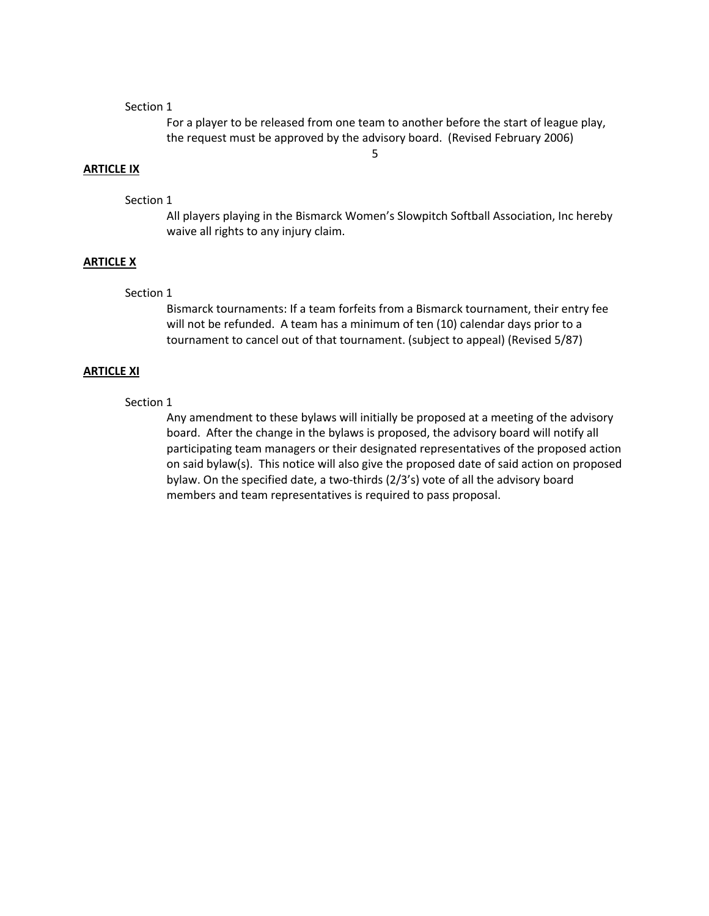Section 1

For a player to be released from one team to another before the start of league play, the request must be approved by the advisory board. (Revised February 2006)

**ARTICLE IX**

Section 1

All players playing in the Bismarck Women's Slowpitch Softball Association, Inc hereby waive all rights to any injury claim.

**ARTICLE X**

Section 1

Bismarck tournaments: If a team forfeits from a Bismarck tournament, their entry fee will not be refunded. A team has a minimum of ten (10) calendar days prior to a tournament to cancel out of that tournament. (subject to appeal) (Revised 5/87)

**ARTICLE XI**

Section 1

Any amendment to these bylaws will initially be proposed at a meeting of the advisory board. After the change in the bylaws is proposed, the advisory board will notify all participating team managers or their designated representatives of the proposed action on said bylaw(s). This notice will also give the proposed date of said action on proposed bylaw. On the specified date, a two-thirds (2/3's) vote of all the advisory board members and team representatives is required to pass proposal.